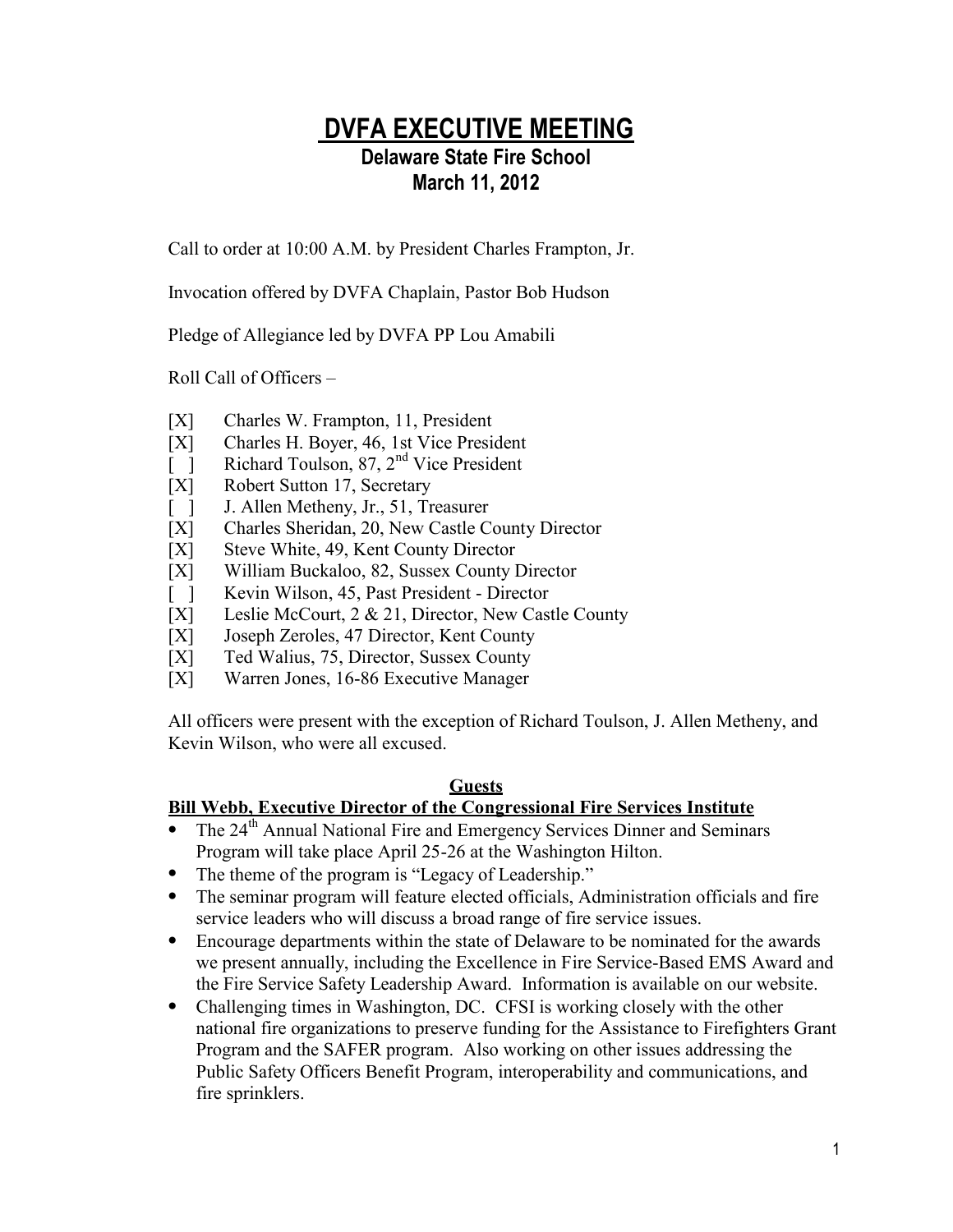# DVFA EXECUTIVE MEETING

## Delaware State Fire School

## March 11, 2012

Call to order at 10:00 A.M. by President Charles Frampton, Jr.

Invocation offered by DVFA Chaplain, Pastor Bob Hudson

Pledge of Allegiance led by DVFA PP Lou Amabili

Roll Call of Officers –

[X] Charles W. Frampton, 11, President
[X] Charles H. Boyer, 46, 1st Vice President
[ ] Richard Toulson, 87, 2nd Vice President
[X] Robert Sutton 17, Secretary
[ ] J. Allen Metheny, Jr., 51, Treasurer
[X] Charles Sheridan, 20, New Castle County Director
[X] Steve White, 49, Kent County Director
[X] William Buckaloo, 82, Sussex County Director
[ ] Kevin Wilson, 45, Past President - Director
[X] Leslie McCourt, 2 & 21, Director, New Castle County
[X] Joseph Zeroles, 47 Director, Kent County
[X] Ted Walius, 75, Director, Sussex County
[X] Warren Jones, 16-86 Executive Manager

All officers were present with the exception of Richard Toulson, J. Allen Metheny, and Kevin Wilson, who were all excused.

### Guests

**Bill Webb, Executive Director of the Congressional Fire Services Institute**

- The 24th Annual National Fire and Emergency Services Dinner and Seminars Program will take place April 25-26 at the Washington Hilton.
- The theme of the program is "Legacy of Leadership."
- The seminar program will feature elected officials, Administration officials and fire service leaders who will discuss a broad range of fire service issues.
- Encourage departments within the state of Delaware to be nominated for the awards we present annually, including the Excellence in Fire Service-Based EMS Award and the Fire Service Safety Leadership Award. Information is available on our website.
- Challenging times in Washington, DC. CFSI is working closely with the other national fire organizations to preserve funding for the Assistance to Firefighters Grant Program and the SAFER program. Also working on other issues addressing the Public Safety Officers Benefit Program, interoperability and communications, and fire sprinklers.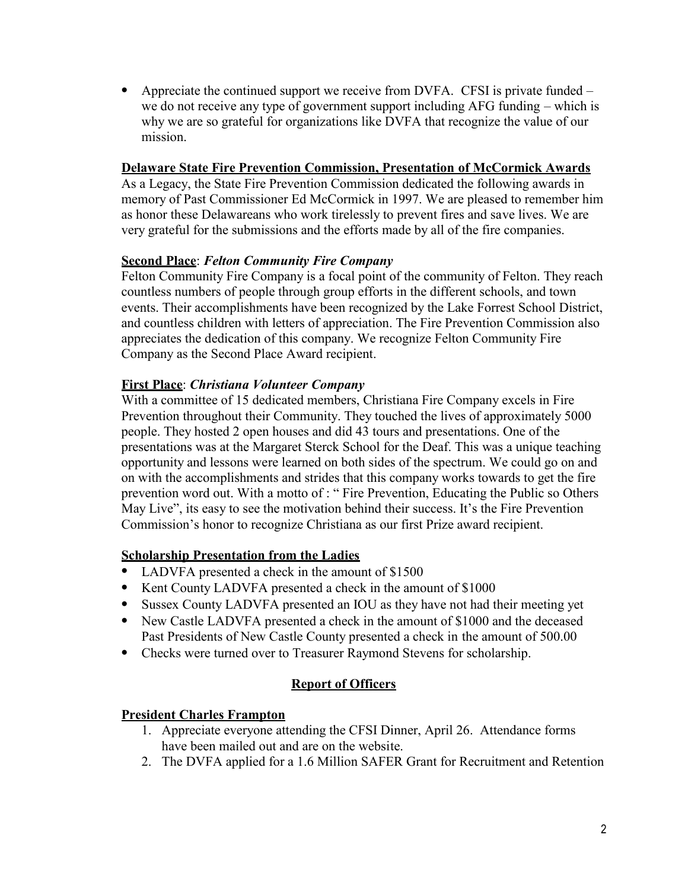- Appreciate the continued support we receive from DVFA. CFSI is private funded – we do not receive any type of government support including AFG funding – which is why we are so grateful for organizations like DVFA that recognize the value of our mission.

**Delaware State Fire Prevention Commission, Presentation of McCormick Awards**

As a Legacy, the State Fire Prevention Commission dedicated the following awards in memory of Past Commissioner Ed McCormick in 1997. We are pleased to remember him as honor these Delawareans who work tirelessly to prevent fires and save lives. We are very grateful for the submissions and the efforts made by all of the fire companies.

**Second Place**: ***Felton Community Fire Company***

Felton Community Fire Company is a focal point of the community of Felton. They reach countless numbers of people through group efforts in the different schools, and town events. Their accomplishments have been recognized by the Lake Forrest School District, and countless children with letters of appreciation. The Fire Prevention Commission also appreciates the dedication of this company. We recognize Felton Community Fire Company as the Second Place Award recipient.

**First Place**: ***Christiana Volunteer Company***

With a committee of 15 dedicated members, Christiana Fire Company excels in Fire Prevention throughout their Community. They touched the lives of approximately 5000 people. They hosted 2 open houses and did 43 tours and presentations. One of the presentations was at the Margaret Sterck School for the Deaf. This was a unique teaching opportunity and lessons were learned on both sides of the spectrum. We could go on and on with the accomplishments and strides that this company works towards to get the fire prevention word out. With a motto of : " Fire Prevention, Educating the Public so Others May Live", its easy to see the motivation behind their success. It's the Fire Prevention Commission's honor to recognize Christiana as our first Prize award recipient.

**Scholarship Presentation from the Ladies**

- LADVFA presented a check in the amount of $1500
- Kent County LADVFA presented a check in the amount of $1000
- Sussex County LADVFA presented an IOU as they have not had their meeting yet
- New Castle LADVFA presented a check in the amount of $1000 and the deceased Past Presidents of New Castle County presented a check in the amount of 500.00
- Checks were turned over to Treasurer Raymond Stevens for scholarship.

## Report of Officers

**President Charles Frampton**

1. Appreciate everyone attending the CFSI Dinner, April 26. Attendance forms have been mailed out and are on the website.
2. The DVFA applied for a 1.6 Million SAFER Grant for Recruitment and Retention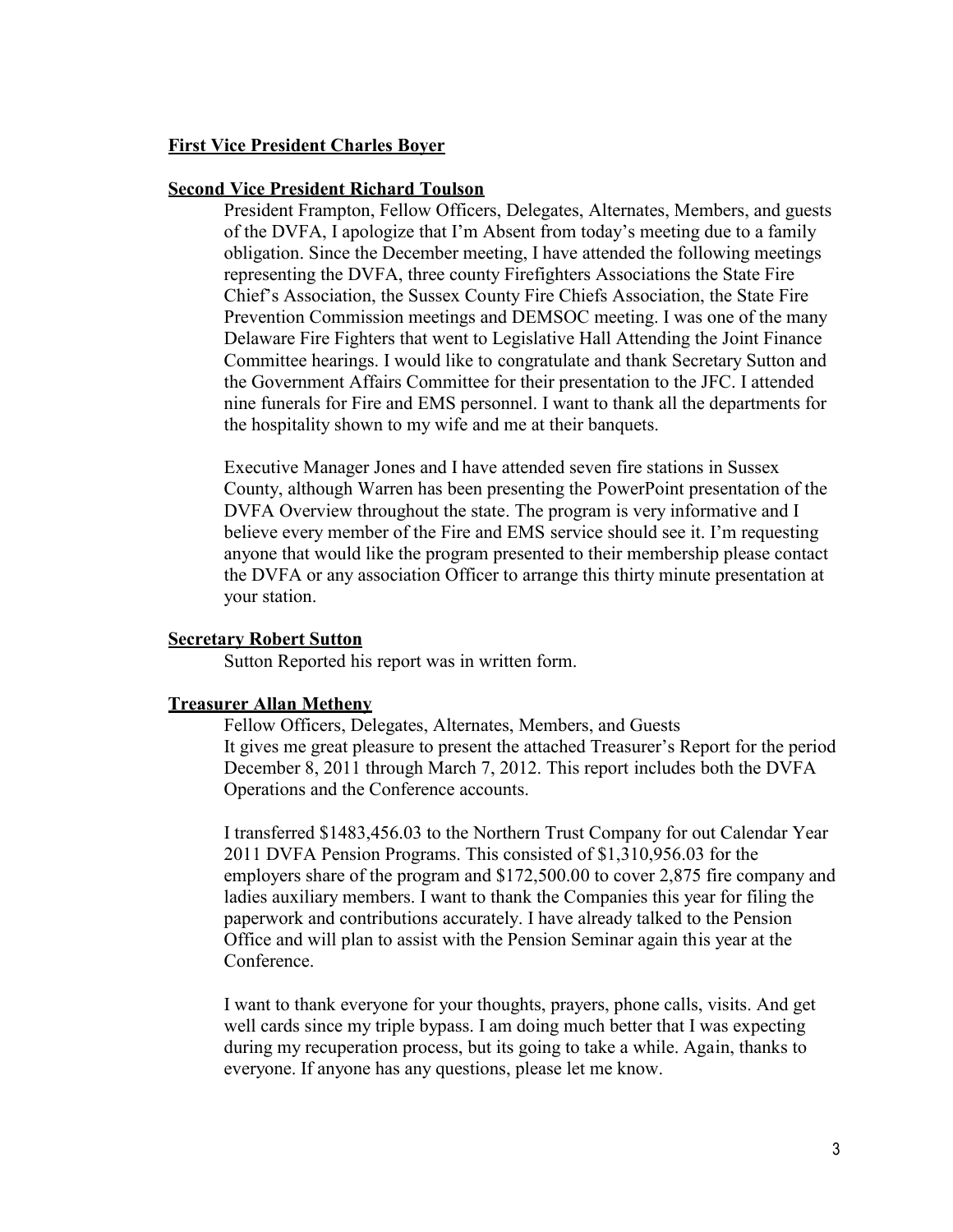**<u>First Vice President Charles Boyer</u>**

**<u>Second Vice President Richard Toulson</u>**

President Frampton, Fellow Officers, Delegates, Alternates, Members, and guests of the DVFA, I apologize that I'm Absent from today's meeting due to a family obligation. Since the December meeting, I have attended the following meetings representing the DVFA, three county Firefighters Associations the State Fire Chief's Association, the Sussex County Fire Chiefs Association, the State Fire Prevention Commission meetings and DEMSOC meeting. I was one of the many Delaware Fire Fighters that went to Legislative Hall Attending the Joint Finance Committee hearings. I would like to congratulate and thank Secretary Sutton and the Government Affairs Committee for their presentation to the JFC. I attended nine funerals for Fire and EMS personnel. I want to thank all the departments for the hospitality shown to my wife and me at their banquets.

Executive Manager Jones and I have attended seven fire stations in Sussex County, although Warren has been presenting the PowerPoint presentation of the DVFA Overview throughout the state. The program is very informative and I believe every member of the Fire and EMS service should see it. I'm requesting anyone that would like the program presented to their membership please contact the DVFA or any association Officer to arrange this thirty minute presentation at your station.

**<u>Secretary Robert Sutton</u>**

Sutton Reported his report was in written form.

**<u>Treasurer Allan Metheny</u>**

Fellow Officers, Delegates, Alternates, Members, and Guests
It gives me great pleasure to present the attached Treasurer's Report for the period December 8, 2011 through March 7, 2012. This report includes both the DVFA Operations and the Conference accounts.

I transferred $1483,456.03 to the Northern Trust Company for out Calendar Year 2011 DVFA Pension Programs. This consisted of $1,310,956.03 for the employers share of the program and $172,500.00 to cover 2,875 fire company and ladies auxiliary members. I want to thank the Companies this year for filing the paperwork and contributions accurately. I have already talked to the Pension Office and will plan to assist with the Pension Seminar again this year at the Conference.

I want to thank everyone for your thoughts, prayers, phone calls, visits. And get well cards since my triple bypass. I am doing much better that I was expecting during my recuperation process, but its going to take a while. Again, thanks to everyone. If anyone has any questions, please let me know.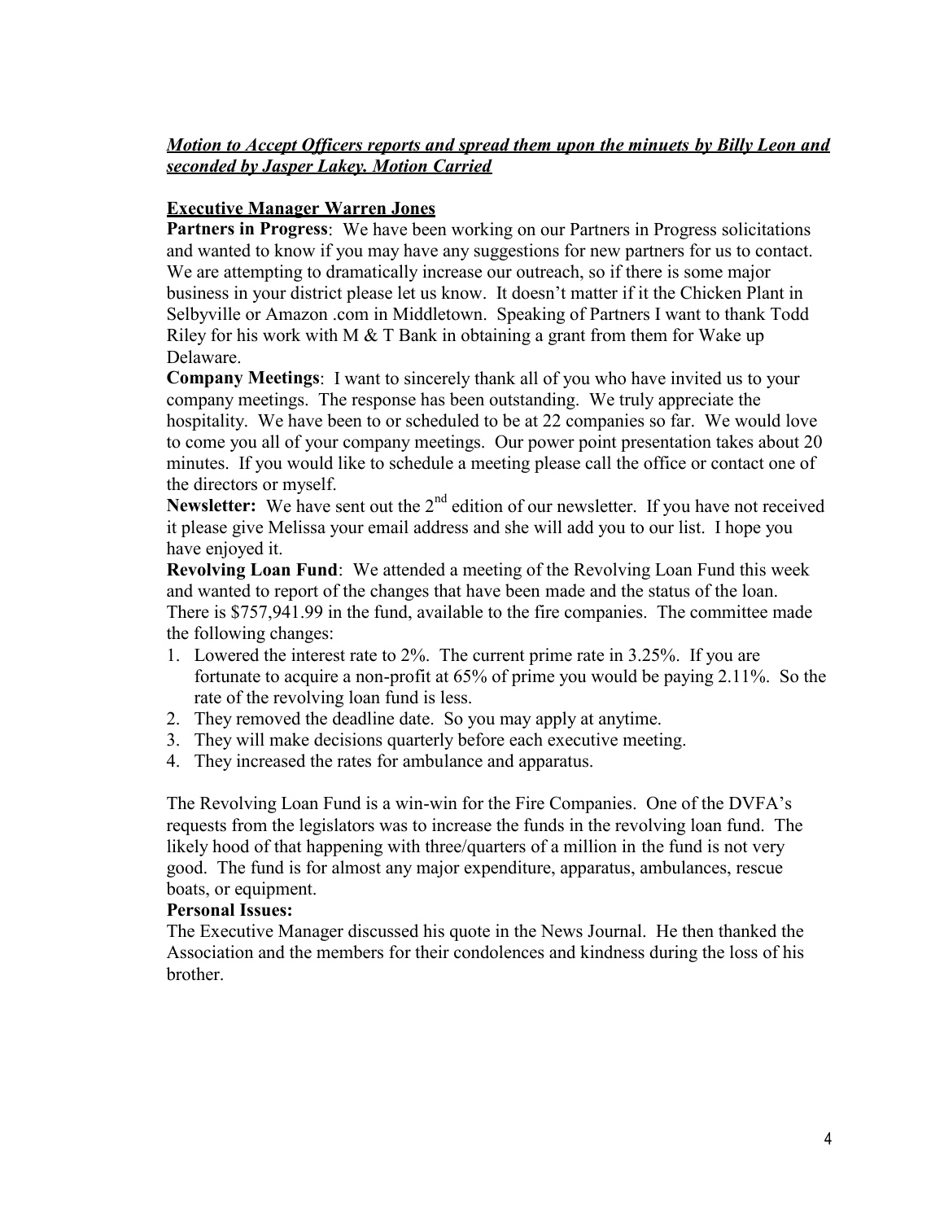***Motion to Accept Officers reports and spread them upon the minuets by Billy Leon and seconded by Jasper Lakey. Motion Carried***

**Executive Manager Warren Jones**

**Partners in Progress**: We have been working on our Partners in Progress solicitations and wanted to know if you may have any suggestions for new partners for us to contact. We are attempting to dramatically increase our outreach, so if there is some major business in your district please let us know. It doesn't matter if it the Chicken Plant in Selbyville or Amazon .com in Middletown. Speaking of Partners I want to thank Todd Riley for his work with M & T Bank in obtaining a grant from them for Wake up Delaware.

**Company Meetings**: I want to sincerely thank all of you who have invited us to your company meetings. The response has been outstanding. We truly appreciate the hospitality. We have been to or scheduled to be at 22 companies so far. We would love to come you all of your company meetings. Our power point presentation takes about 20 minutes. If you would like to schedule a meeting please call the office or contact one of the directors or myself.

**Newsletter:** We have sent out the 2nd edition of our newsletter. If you have not received it please give Melissa your email address and she will add you to our list. I hope you have enjoyed it.

**Revolving Loan Fund**: We attended a meeting of the Revolving Loan Fund this week and wanted to report of the changes that have been made and the status of the loan. There is $757,941.99 in the fund, available to the fire companies. The committee made the following changes:

1. Lowered the interest rate to 2%. The current prime rate in 3.25%. If you are fortunate to acquire a non-profit at 65% of prime you would be paying 2.11%. So the rate of the revolving loan fund is less.
2. They removed the deadline date. So you may apply at anytime.
3. They will make decisions quarterly before each executive meeting.
4. They increased the rates for ambulance and apparatus.

The Revolving Loan Fund is a win-win for the Fire Companies. One of the DVFA's requests from the legislators was to increase the funds in the revolving loan fund. The likely hood of that happening with three/quarters of a million in the fund is not very good. The fund is for almost any major expenditure, apparatus, ambulances, rescue boats, or equipment.

**Personal Issues:**

The Executive Manager discussed his quote in the News Journal. He then thanked the Association and the members for their condolences and kindness during the loss of his brother.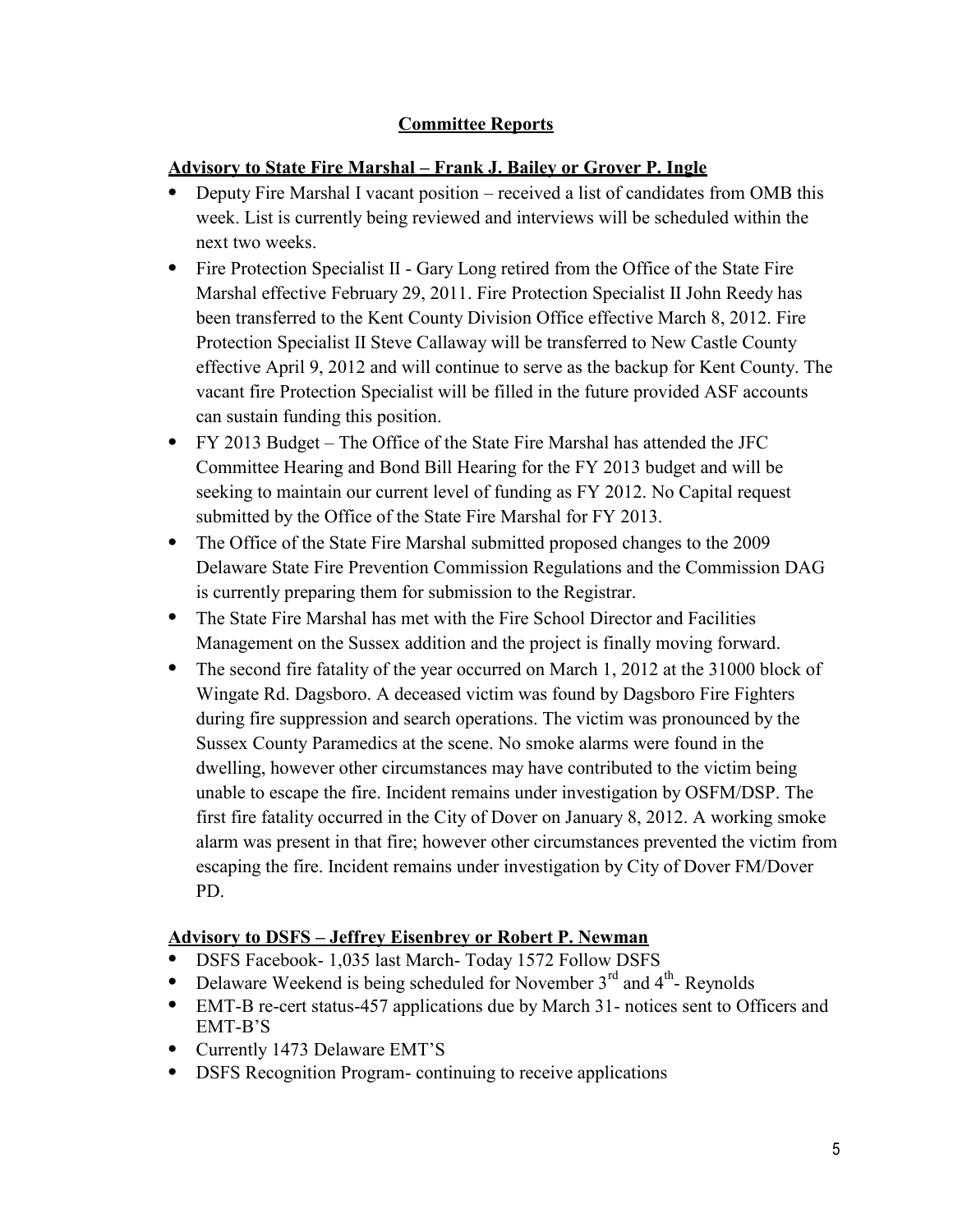## Committee Reports

### Advisory to State Fire Marshal – Frank J. Bailey or Grover P. Ingle

- Deputy Fire Marshal I vacant position – received a list of candidates from OMB this week. List is currently being reviewed and interviews will be scheduled within the next two weeks.
- Fire Protection Specialist II - Gary Long retired from the Office of the State Fire Marshal effective February 29, 2011. Fire Protection Specialist II John Reedy has been transferred to the Kent County Division Office effective March 8, 2012. Fire Protection Specialist II Steve Callaway will be transferred to New Castle County effective April 9, 2012 and will continue to serve as the backup for Kent County. The vacant fire Protection Specialist will be filled in the future provided ASF accounts can sustain funding this position.
- FY 2013 Budget – The Office of the State Fire Marshal has attended the JFC Committee Hearing and Bond Bill Hearing for the FY 2013 budget and will be seeking to maintain our current level of funding as FY 2012. No Capital request submitted by the Office of the State Fire Marshal for FY 2013.
- The Office of the State Fire Marshal submitted proposed changes to the 2009 Delaware State Fire Prevention Commission Regulations and the Commission DAG is currently preparing them for submission to the Registrar.
- The State Fire Marshal has met with the Fire School Director and Facilities Management on the Sussex addition and the project is finally moving forward.
- The second fire fatality of the year occurred on March 1, 2012 at the 31000 block of Wingate Rd. Dagsboro. A deceased victim was found by Dagsboro Fire Fighters during fire suppression and search operations. The victim was pronounced by the Sussex County Paramedics at the scene. No smoke alarms were found in the dwelling, however other circumstances may have contributed to the victim being unable to escape the fire. Incident remains under investigation by OSFM/DSP. The first fire fatality occurred in the City of Dover on January 8, 2012. A working smoke alarm was present in that fire; however other circumstances prevented the victim from escaping the fire. Incident remains under investigation by City of Dover FM/Dover PD.

### Advisory to DSFS – Jeffrey Eisenbrey or Robert P. Newman

- DSFS Facebook- 1,035 last March- Today 1572 Follow DSFS
- Delaware Weekend is being scheduled for November 3rd and 4th- Reynolds
- EMT-B re-cert status-457 applications due by March 31- notices sent to Officers and EMT-B'S
- Currently 1473 Delaware EMT'S
- DSFS Recognition Program- continuing to receive applications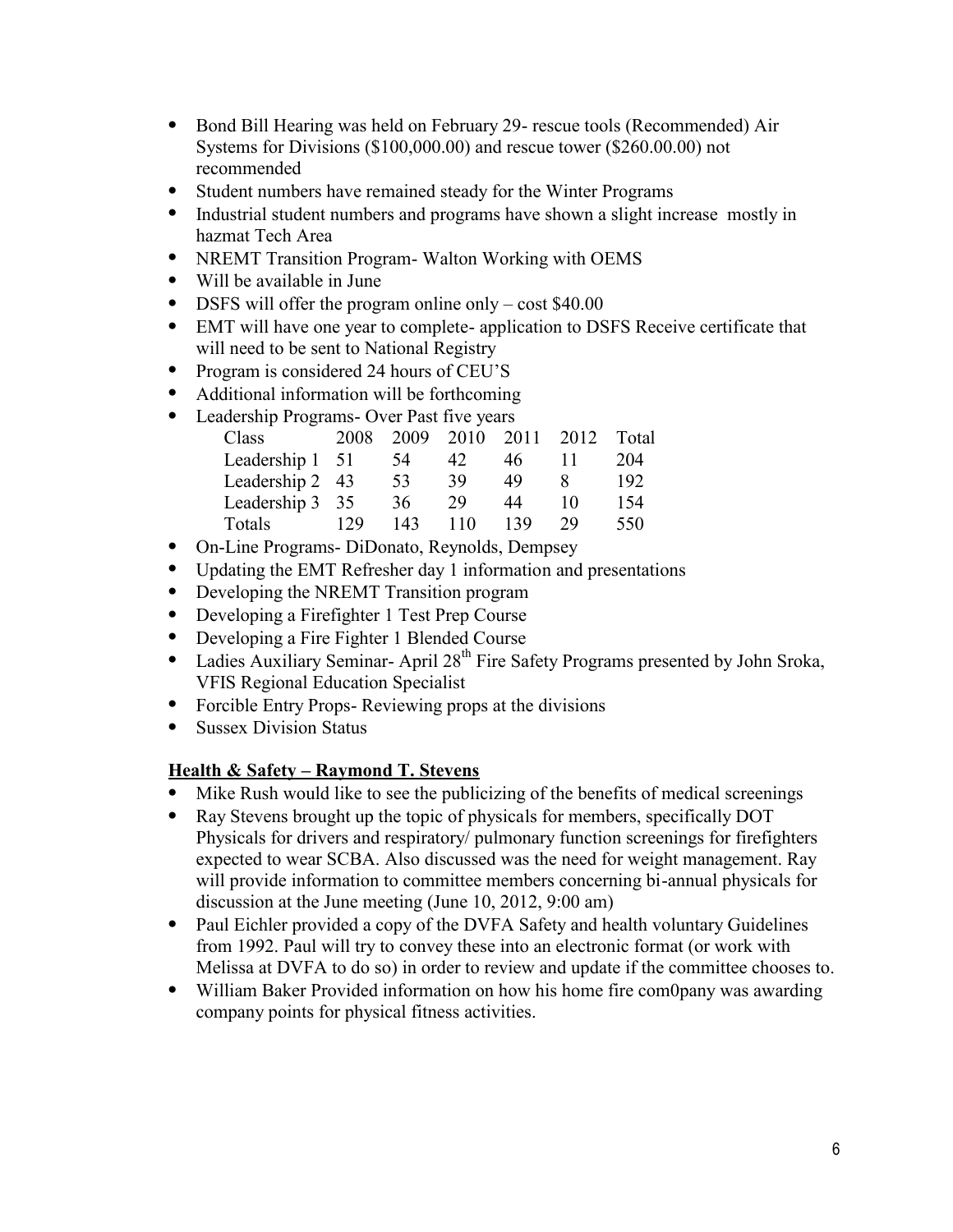- Bond Bill Hearing was held on February 29- rescue tools (Recommended) Air Systems for Divisions ($100,000.00) and rescue tower ($260.00.00) not recommended
- Student numbers have remained steady for the Winter Programs
- Industrial student numbers and programs have shown a slight increase mostly in hazmat Tech Area
- NREMT Transition Program- Walton Working with OEMS
- Will be available in June
- DSFS will offer the program online only – cost $40.00
- EMT will have one year to complete- application to DSFS Receive certificate that will need to be sent to National Registry
- Program is considered 24 hours of CEU'S
- Additional information will be forthcoming
- Leadership Programs- Over Past five years

| Class | 2008 | 2009 | 2010 | 2011 | 2012 | Total |
|---|---|---|---|---|---|---|
| Leadership 1 | 51 | 54 | 42 | 46 | 11 | 204 |
| Leadership 2 | 43 | 53 | 39 | 49 | 8 | 192 |
| Leadership 3 | 35 | 36 | 29 | 44 | 10 | 154 |
| Totals | 129 | 143 | 110 | 139 | 29 | 550 |

- On-Line Programs- DiDonato, Reynolds, Dempsey
- Updating the EMT Refresher day 1 information and presentations
- Developing the NREMT Transition program
- Developing a Firefighter 1 Test Prep Course
- Developing a Fire Fighter 1 Blended Course
- Ladies Auxiliary Seminar- April 28th Fire Safety Programs presented by John Sroka, VFIS Regional Education Specialist
- Forcible Entry Props- Reviewing props at the divisions
- Sussex Division Status

**Health & Safety – Raymond T. Stevens**

- Mike Rush would like to see the publicizing of the benefits of medical screenings
- Ray Stevens brought up the topic of physicals for members, specifically DOT Physicals for drivers and respiratory/ pulmonary function screenings for firefighters expected to wear SCBA. Also discussed was the need for weight management. Ray will provide information to committee members concerning bi-annual physicals for discussion at the June meeting (June 10, 2012, 9:00 am)
- Paul Eichler provided a copy of the DVFA Safety and health voluntary Guidelines from 1992. Paul will try to convey these into an electronic format (or work with Melissa at DVFA to do so) in order to review and update if the committee chooses to.
- William Baker Provided information on how his home fire com0pany was awarding company points for physical fitness activities.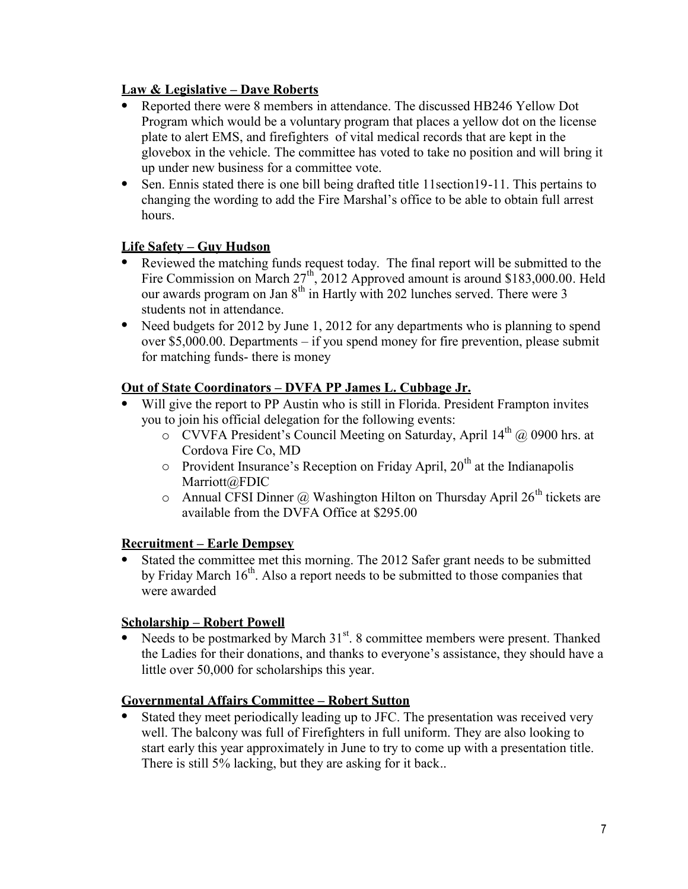**Law & Legislative – Dave Roberts**

- Reported there were 8 members in attendance. The discussed HB246 Yellow Dot Program which would be a voluntary program that places a yellow dot on the license plate to alert EMS, and firefighters of vital medical records that are kept in the glovebox in the vehicle. The committee has voted to take no position and will bring it up under new business for a committee vote.
- Sen. Ennis stated there is one bill being drafted title 11section19-11. This pertains to changing the wording to add the Fire Marshal's office to be able to obtain full arrest hours.

**Life Safety – Guy Hudson**

- Reviewed the matching funds request today. The final report will be submitted to the Fire Commission on March 27th, 2012 Approved amount is around $183,000.00. Held our awards program on Jan 8th in Hartly with 202 lunches served. There were 3 students not in attendance.
- Need budgets for 2012 by June 1, 2012 for any departments who is planning to spend over $5,000.00. Departments – if you spend money for fire prevention, please submit for matching funds- there is money

**Out of State Coordinators – DVFA PP James L. Cubbage Jr.**

- Will give the report to PP Austin who is still in Florida. President Frampton invites you to join his official delegation for the following events:
  - CVVFA President's Council Meeting on Saturday, April 14th @ 0900 hrs. at Cordova Fire Co, MD
  - Provident Insurance's Reception on Friday April, 20th at the Indianapolis Marriott@FDIC
  - Annual CFSI Dinner @ Washington Hilton on Thursday April 26th tickets are available from the DVFA Office at $295.00

**Recruitment – Earle Dempsey**

- Stated the committee met this morning. The 2012 Safer grant needs to be submitted by Friday March 16th. Also a report needs to be submitted to those companies that were awarded

**Scholarship – Robert Powell**

- Needs to be postmarked by March 31st. 8 committee members were present. Thanked the Ladies for their donations, and thanks to everyone's assistance, they should have a little over 50,000 for scholarships this year.

**Governmental Affairs Committee – Robert Sutton**

- Stated they meet periodically leading up to JFC. The presentation was received very well. The balcony was full of Firefighters in full uniform. They are also looking to start early this year approximately in June to try to come up with a presentation title. There is still 5% lacking, but they are asking for it back..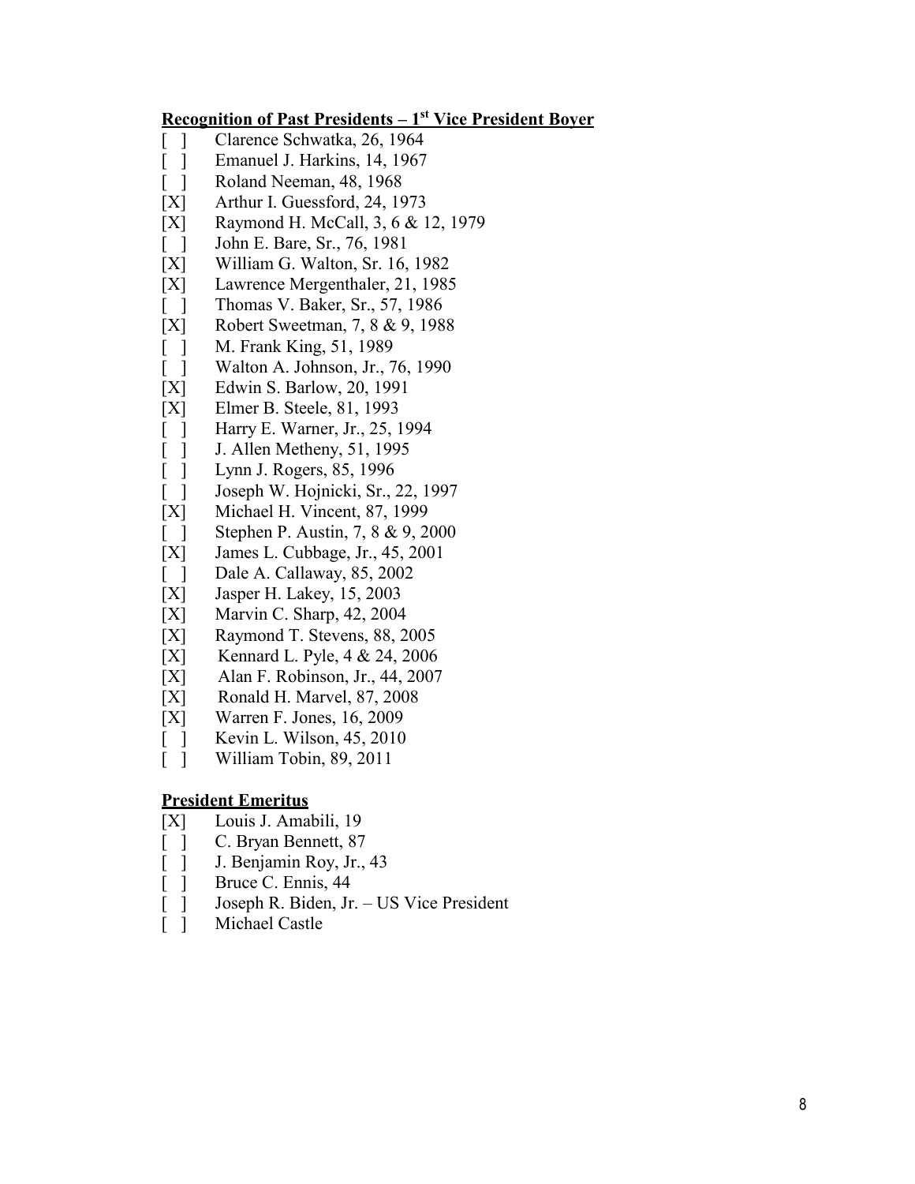**Recognition of Past Presidents – 1st Vice President Boyer**

[ ] Clarence Schwatka, 26, 1964
[ ] Emanuel J. Harkins, 14, 1967
[ ] Roland Neeman, 48, 1968
[X] Arthur I. Guessford, 24, 1973
[X] Raymond H. McCall, 3, 6 & 12, 1979
[ ] John E. Bare, Sr., 76, 1981
[X] William G. Walton, Sr. 16, 1982
[X] Lawrence Mergenthaler, 21, 1985
[ ] Thomas V. Baker, Sr., 57, 1986
[X] Robert Sweetman, 7, 8 & 9, 1988
[ ] M. Frank King, 51, 1989
[ ] Walton A. Johnson, Jr., 76, 1990
[X] Edwin S. Barlow, 20, 1991
[X] Elmer B. Steele, 81, 1993
[ ] Harry E. Warner, Jr., 25, 1994
[ ] J. Allen Metheny, 51, 1995
[ ] Lynn J. Rogers, 85, 1996
[ ] Joseph W. Hojnicki, Sr., 22, 1997
[X] Michael H. Vincent, 87, 1999
[ ] Stephen P. Austin, 7, 8 & 9, 2000
[X] James L. Cubbage, Jr., 45, 2001
[ ] Dale A. Callaway, 85, 2002
[X] Jasper H. Lakey, 15, 2003
[X] Marvin C. Sharp, 42, 2004
[X] Raymond T. Stevens, 88, 2005
[X] Kennard L. Pyle, 4 & 24, 2006
[X] Alan F. Robinson, Jr., 44, 2007
[X] Ronald H. Marvel, 87, 2008
[X] Warren F. Jones, 16, 2009
[ ] Kevin L. Wilson, 45, 2010
[ ] William Tobin, 89, 2011

**President Emeritus**

[X] Louis J. Amabili, 19
[ ] C. Bryan Bennett, 87
[ ] J. Benjamin Roy, Jr., 43
[ ] Bruce C. Ennis, 44
[ ] Joseph R. Biden, Jr. – US Vice President
[ ] Michael Castle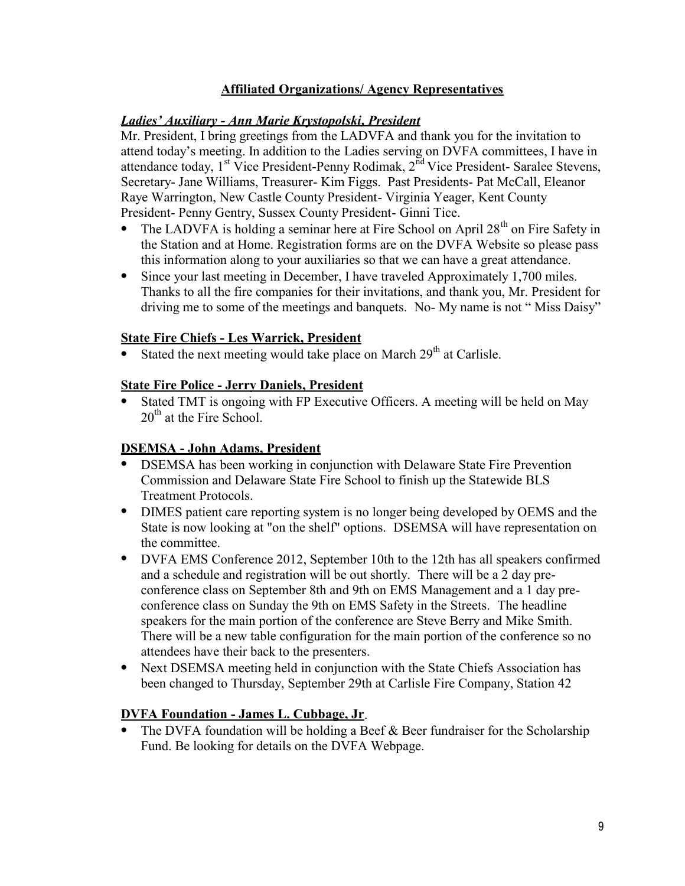## Affiliated Organizations/ Agency Representatives

***Ladies' Auxiliary - Ann Marie Krystopolski, President***

Mr. President, I bring greetings from the LADVFA and thank you for the invitation to attend today's meeting. In addition to the Ladies serving on DVFA committees, I have in attendance today, 1st Vice President-Penny Rodimak, 2nd Vice President- Saralee Stevens, Secretary- Jane Williams, Treasurer- Kim Figgs. Past Presidents- Pat McCall, Eleanor Raye Warrington, New Castle County President- Virginia Yeager, Kent County President- Penny Gentry, Sussex County President- Ginni Tice.

- The LADVFA is holding a seminar here at Fire School on April 28th on Fire Safety in the Station and at Home. Registration forms are on the DVFA Website so please pass this information along to your auxiliaries so that we can have a great attendance.
- Since your last meeting in December, I have traveled Approximately 1,700 miles. Thanks to all the fire companies for their invitations, and thank you, Mr. President for driving me to some of the meetings and banquets. No- My name is not " Miss Daisy"

### State Fire Chiefs - Les Warrick, President

- Stated the next meeting would take place on March 29th at Carlisle.

### State Fire Police - Jerry Daniels, President

- Stated TMT is ongoing with FP Executive Officers. A meeting will be held on May 20th at the Fire School.

### DSEMSA - John Adams, President

- DSEMSA has been working in conjunction with Delaware State Fire Prevention Commission and Delaware State Fire School to finish up the Statewide BLS Treatment Protocols.
- DIMES patient care reporting system is no longer being developed by OEMS and the State is now looking at "on the shelf" options. DSEMSA will have representation on the committee.
- DVFA EMS Conference 2012, September 10th to the 12th has all speakers confirmed and a schedule and registration will be out shortly. There will be a 2 day pre-conference class on September 8th and 9th on EMS Management and a 1 day pre-conference class on Sunday the 9th on EMS Safety in the Streets. The headline speakers for the main portion of the conference are Steve Berry and Mike Smith. There will be a new table configuration for the main portion of the conference so no attendees have their back to the presenters.
- Next DSEMSA meeting held in conjunction with the State Chiefs Association has been changed to Thursday, September 29th at Carlisle Fire Company, Station 42

### DVFA Foundation - James L. Cubbage, Jr.

- The DVFA foundation will be holding a Beef & Beer fundraiser for the Scholarship Fund. Be looking for details on the DVFA Webpage.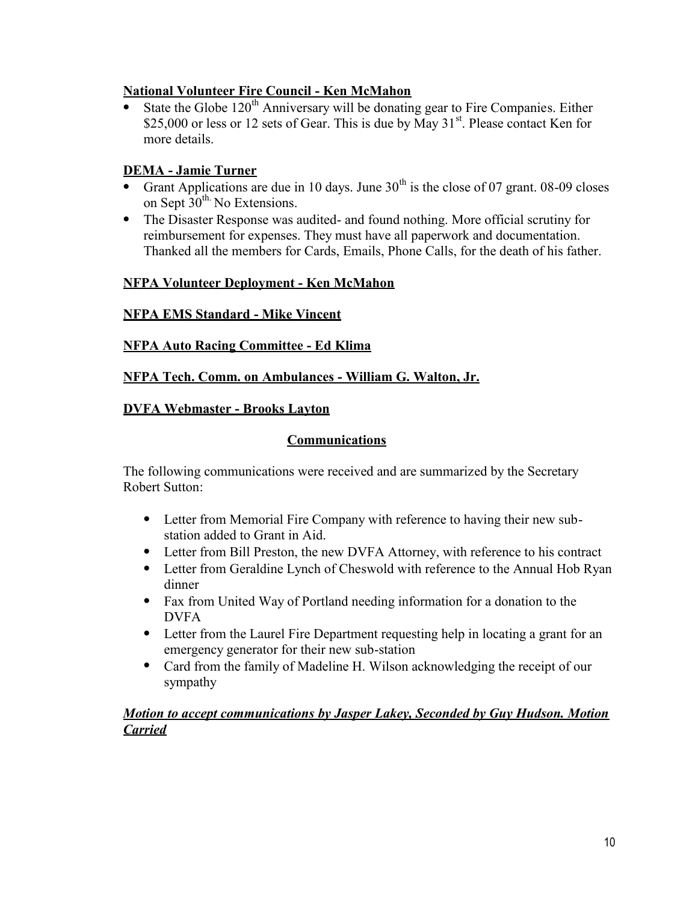**National Volunteer Fire Council - Ken McMahon**

- State the Globe 120th Anniversary will be donating gear to Fire Companies. Either $25,000 or less or 12 sets of Gear. This is due by May 31st. Please contact Ken for more details.

**DEMA - Jamie Turner**

- Grant Applications are due in 10 days. June 30th is the close of 07 grant. 08-09 closes on Sept 30th. No Extensions.
- The Disaster Response was audited- and found nothing. More official scrutiny for reimbursement for expenses. They must have all paperwork and documentation. Thanked all the members for Cards, Emails, Phone Calls, for the death of his father.

**NFPA Volunteer Deployment - Ken McMahon**

**NFPA EMS Standard - Mike Vincent**

**NFPA Auto Racing Committee - Ed Klima**

**NFPA Tech. Comm. on Ambulances - William G. Walton, Jr.**

**DVFA Webmaster - Brooks Layton**

## Communications

The following communications were received and are summarized by the Secretary Robert Sutton:

- Letter from Memorial Fire Company with reference to having their new sub-station added to Grant in Aid.
- Letter from Bill Preston, the new DVFA Attorney, with reference to his contract
- Letter from Geraldine Lynch of Cheswold with reference to the Annual Hob Ryan dinner
- Fax from United Way of Portland needing information for a donation to the DVFA
- Letter from the Laurel Fire Department requesting help in locating a grant for an emergency generator for their new sub-station
- Card from the family of Madeline H. Wilson acknowledging the receipt of our sympathy

***Motion to accept communications by Jasper Lakey, Seconded by Guy Hudson. Motion Carried***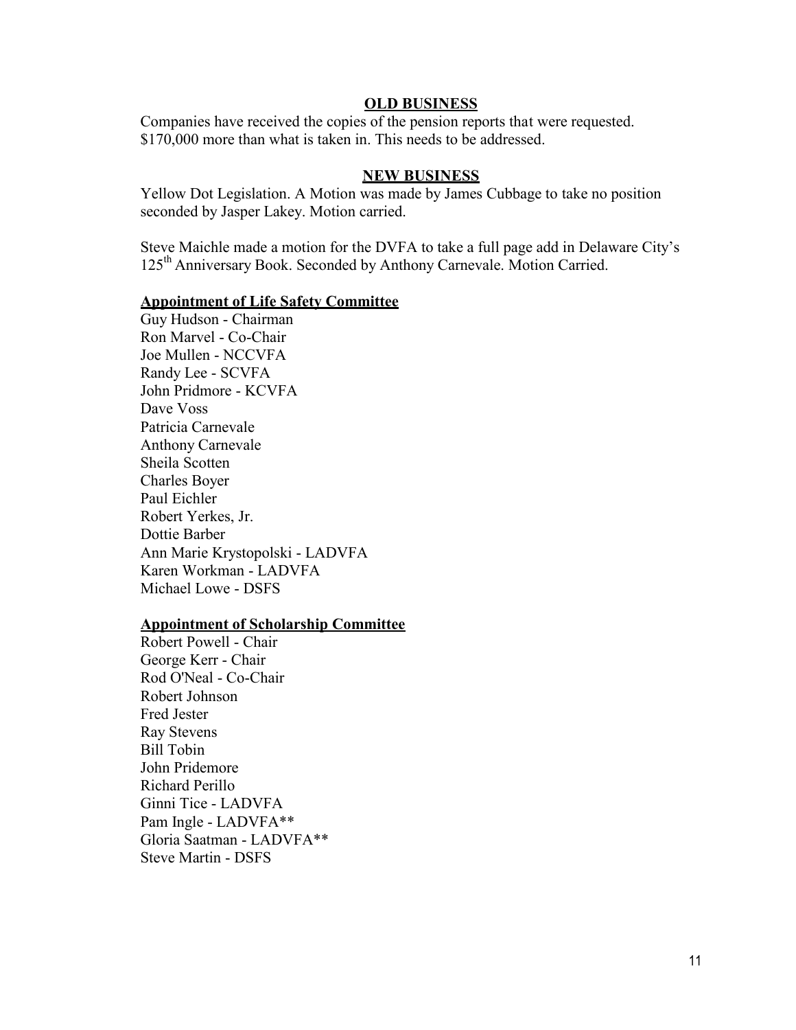## OLD BUSINESS

Companies have received the copies of the pension reports that were requested. $170,000 more than what is taken in. This needs to be addressed.

## NEW BUSINESS

Yellow Dot Legislation. A Motion was made by James Cubbage to take no position seconded by Jasper Lakey. Motion carried.

Steve Maichle made a motion for the DVFA to take a full page add in Delaware City's 125th Anniversary Book. Seconded by Anthony Carnevale. Motion Carried.

### Appointment of Life Safety Committee

Guy Hudson - Chairman
Ron Marvel - Co-Chair
Joe Mullen - NCCVFA
Randy Lee - SCVFA
John Pridmore - KCVFA
Dave Voss
Patricia Carnevale
Anthony Carnevale
Sheila Scotten
Charles Boyer
Paul Eichler
Robert Yerkes, Jr.
Dottie Barber
Ann Marie Krystopolski - LADVFA
Karen Workman - LADVFA
Michael Lowe - DSFS

### Appointment of Scholarship Committee

Robert Powell - Chair
George Kerr - Chair
Rod O'Neal - Co-Chair
Robert Johnson
Fred Jester
Ray Stevens
Bill Tobin
John Pridemore
Richard Perillo
Ginni Tice - LADVFA
Pam Ingle - LADVFA**
Gloria Saatman - LADVFA**
Steve Martin - DSFS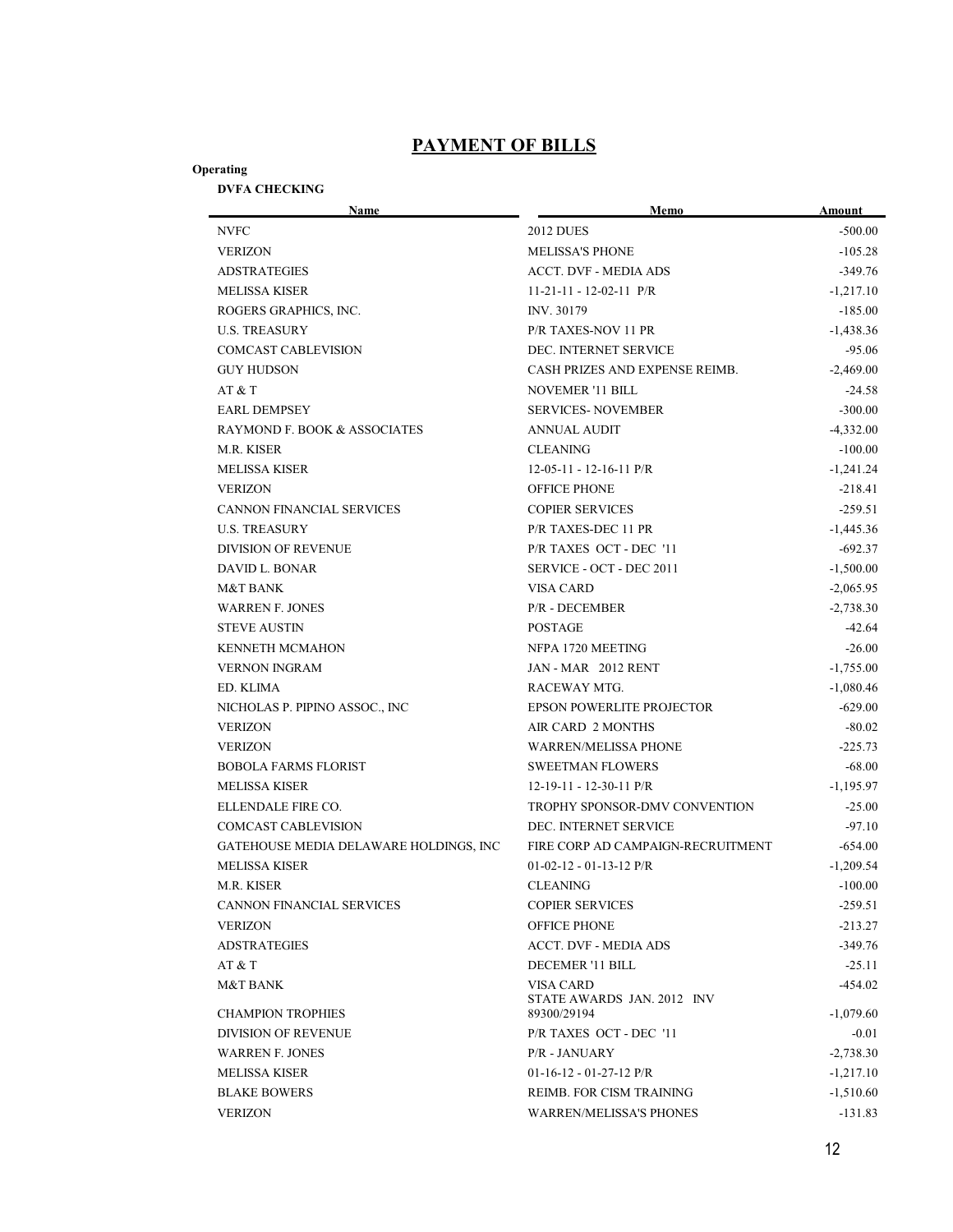# PAYMENT OF BILLS

**Operating**

**DVFA CHECKING**

| Name | Memo | Amount |
|---|---|---|
| NVFC | 2012 DUES | -500.00 |
| VERIZON | MELISSA'S PHONE | -105.28 |
| ADSTRATEGIES | ACCT. DVF - MEDIA ADS | -349.76 |
| MELISSA KISER | 11-21-11 - 12-02-11 P/R | -1,217.10 |
| ROGERS GRAPHICS, INC. | INV. 30179 | -185.00 |
| U.S. TREASURY | P/R TAXES-NOV 11 PR | -1,438.36 |
| COMCAST CABLEVISION | DEC. INTERNET SERVICE | -95.06 |
| GUY HUDSON | CASH PRIZES AND EXPENSE REIMB. | -2,469.00 |
| AT & T | NOVEMER '11 BILL | -24.58 |
| EARL DEMPSEY | SERVICES- NOVEMBER | -300.00 |
| RAYMOND F. BOOK & ASSOCIATES | ANNUAL AUDIT | -4,332.00 |
| M.R. KISER | CLEANING | -100.00 |
| MELISSA KISER | 12-05-11 - 12-16-11 P/R | -1,241.24 |
| VERIZON | OFFICE PHONE | -218.41 |
| CANNON FINANCIAL SERVICES | COPIER SERVICES | -259.51 |
| U.S. TREASURY | P/R TAXES-DEC 11 PR | -1,445.36 |
| DIVISION OF REVENUE | P/R TAXES OCT - DEC '11 | -692.37 |
| DAVID L. BONAR | SERVICE - OCT - DEC 2011 | -1,500.00 |
| M&T BANK | VISA CARD | -2,065.95 |
| WARREN F. JONES | P/R - DECEMBER | -2,738.30 |
| STEVE AUSTIN | POSTAGE | -42.64 |
| KENNETH MCMAHON | NFPA 1720 MEETING | -26.00 |
| VERNON INGRAM | JAN - MAR 2012 RENT | -1,755.00 |
| ED. KLIMA | RACEWAY MTG. | -1,080.46 |
| NICHOLAS P. PIPINO ASSOC., INC | EPSON POWERLITE PROJECTOR | -629.00 |
| VERIZON | AIR CARD 2 MONTHS | -80.02 |
| VERIZON | WARREN/MELISSA PHONE | -225.73 |
| BOBOLA FARMS FLORIST | SWEETMAN FLOWERS | -68.00 |
| MELISSA KISER | 12-19-11 - 12-30-11 P/R | -1,195.97 |
| ELLENDALE FIRE CO. | TROPHY SPONSOR-DMV CONVENTION | -25.00 |
| COMCAST CABLEVISION | DEC. INTERNET SERVICE | -97.10 |
| GATEHOUSE MEDIA DELAWARE HOLDINGS, INC | FIRE CORP AD CAMPAIGN-RECRUITMENT | -654.00 |
| MELISSA KISER | 01-02-12 - 01-13-12 P/R | -1,209.54 |
| M.R. KISER | CLEANING | -100.00 |
| CANNON FINANCIAL SERVICES | COPIER SERVICES | -259.51 |
| VERIZON | OFFICE PHONE | -213.27 |
| ADSTRATEGIES | ACCT. DVF - MEDIA ADS | -349.76 |
| AT & T | DECEMER '11 BILL | -25.11 |
| M&T BANK | VISA CARD | -454.02 |
| CHAMPION TROPHIES | STATE AWARDS JAN. 2012 INV 89300/29194 | -1,079.60 |
| DIVISION OF REVENUE | P/R TAXES OCT - DEC '11 | -0.01 |
| WARREN F. JONES | P/R - JANUARY | -2,738.30 |
| MELISSA KISER | 01-16-12 - 01-27-12 P/R | -1,217.10 |
| BLAKE BOWERS | REIMB. FOR CISM TRAINING | -1,510.60 |
| VERIZON | WARREN/MELISSA'S PHONES | -131.83 |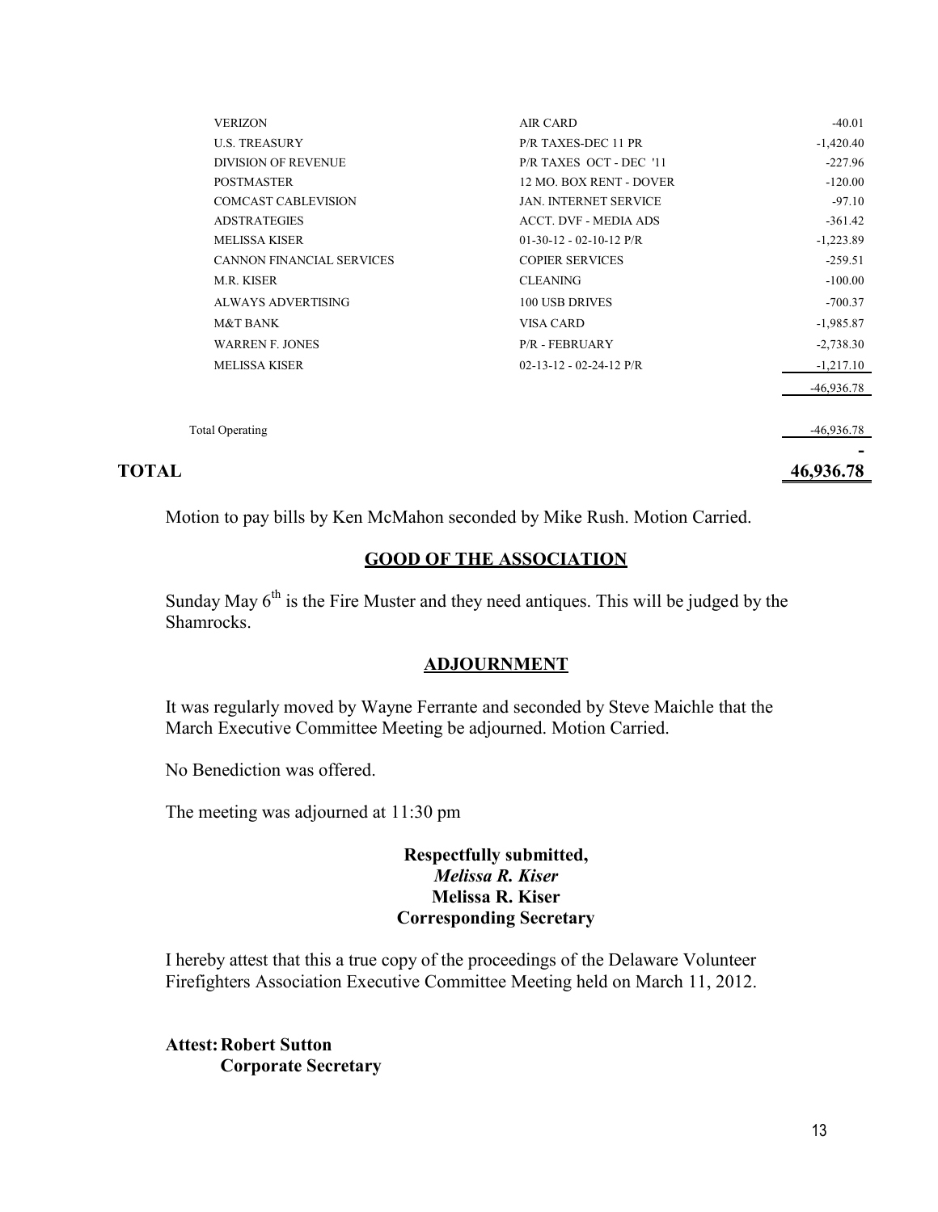| | | |
|---|---|---|
| VERIZON | AIR CARD | -40.01 |
| U.S. TREASURY | P/R TAXES-DEC 11 PR | -1,420.40 |
| DIVISION OF REVENUE | P/R TAXES OCT - DEC '11 | -227.96 |
| POSTMASTER | 12 MO. BOX RENT - DOVER | -120.00 |
| COMCAST CABLEVISION | JAN. INTERNET SERVICE | -97.10 |
| ADSTRATEGIES | ACCT. DVF - MEDIA ADS | -361.42 |
| MELISSA KISER | 01-30-12 - 02-10-12 P/R | -1,223.89 |
| CANNON FINANCIAL SERVICES | COPIER SERVICES | -259.51 |
| M.R. KISER | CLEANING | -100.00 |
| ALWAYS ADVERTISING | 100 USB DRIVES | -700.37 |
| M&T BANK | VISA CARD | -1,985.87 |
| WARREN F. JONES | P/R - FEBRUARY | -2,738.30 |
| MELISSA KISER | 02-13-12 - 02-24-12 P/R | -1,217.10 |
| | | -46,936.78 |
| Total Operating | | -46,936.78 |
| | | - |
| **TOTAL** | | **46,936.78** |

Motion to pay bills by Ken McMahon seconded by Mike Rush. Motion Carried.

## GOOD OF THE ASSOCIATION

Sunday May 6th is the Fire Muster and they need antiques. This will be judged by the Shamrocks.

## ADJOURNMENT

It was regularly moved by Wayne Ferrante and seconded by Steve Maichle that the March Executive Committee Meeting be adjourned. Motion Carried.

No Benediction was offered.

The meeting was adjourned at 11:30 pm

**Respectfully submitted,**
***Melissa R. Kiser***
**Melissa R. Kiser**
**Corresponding Secretary**

I hereby attest that this a true copy of the proceedings of the Delaware Volunteer Firefighters Association Executive Committee Meeting held on March 11, 2012.

**Attest: Robert Sutton**
**Corporate Secretary**